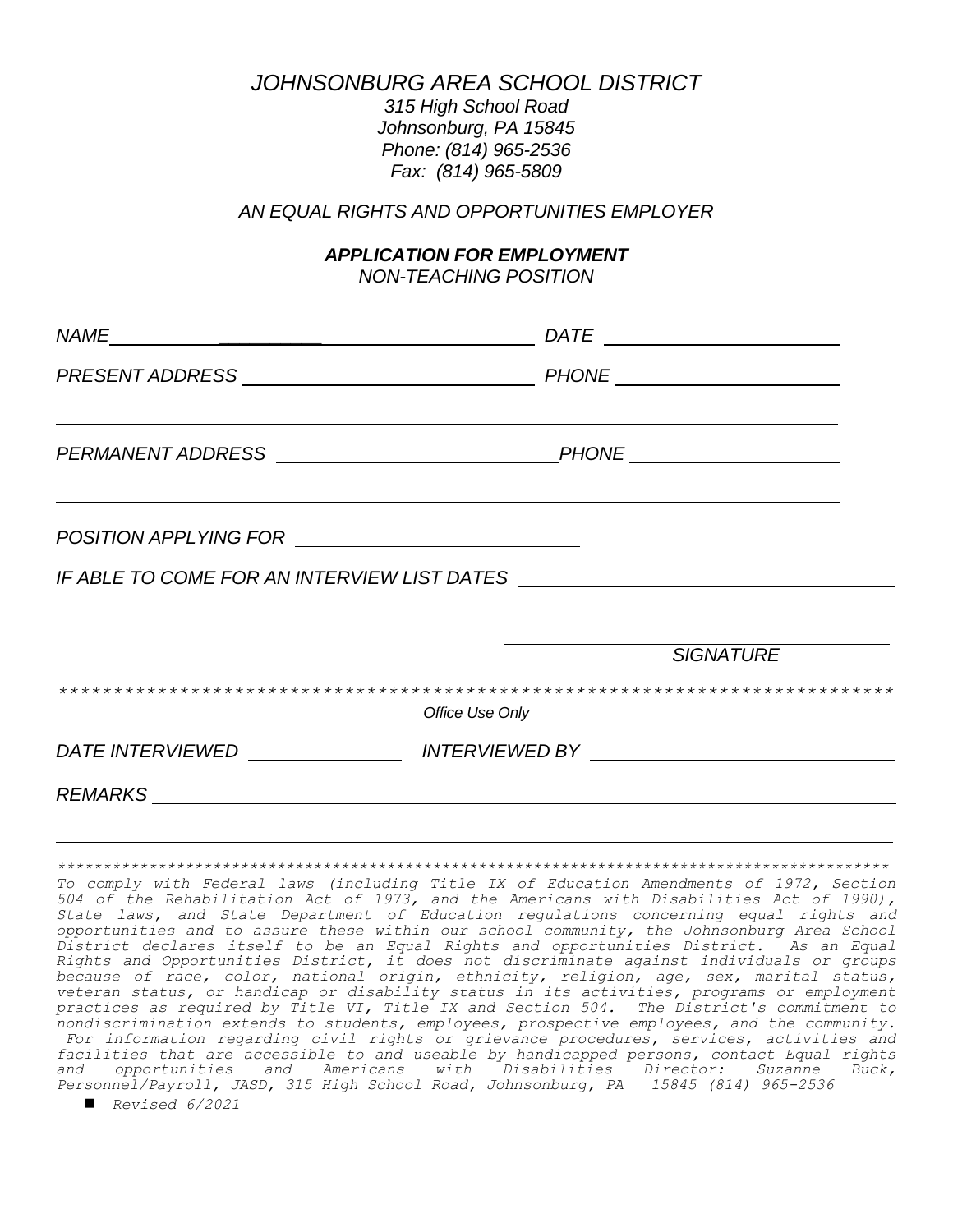# *JOHNSONBURG AREA SCHOOL DISTRICT*

*315 High School Road*
*Johnsonburg, PA 15845*
*Phone: (814) 965-2536*
*Fax: (814) 965-5809*

*AN EQUAL RIGHTS AND OPPORTUNITIES EMPLOYER*

## ***APPLICATION FOR EMPLOYMENT***

*NON-TEACHING POSITION*

*NAME* ______________________________________ *DATE* ______________________

*PRESENT ADDRESS* ____________________________ *PHONE* ______________________

______________________________________________________________________

*PERMANENT ADDRESS* __________________________ *PHONE* ______________________

______________________________________________________________________

*POSITION APPLYING FOR* ___________________________

*IF ABLE TO COME FOR AN INTERVIEW LIST DATES* ___________________________________

_________________________________
*SIGNATURE*

***************************************************************************

*Office Use Only*

*DATE INTERVIEWED* ________________ *INTERVIEWED BY* ______________________________

*REMARKS* _________________________________________________________________

______________________________________________________________________

***************************************************************************

*To comply with Federal laws (including Title IX of Education Amendments of 1972, Section 504 of the Rehabilitation Act of 1973, and the Americans with Disabilities Act of 1990), State laws, and State Department of Education regulations concerning equal rights and opportunities and to assure these within our school community, the Johnsonburg Area School District declares itself to be an Equal Rights and opportunities District. As an Equal Rights and Opportunities District, it does not discriminate against individuals or groups because of race, color, national origin, ethnicity, religion, age, sex, marital status, veteran status, or handicap or disability status in its activities, programs or employment practices as required by Title VI, Title IX and Section 504. The District's commitment to nondiscrimination extends to students, employees, prospective employees, and the community. For information regarding civil rights or grievance procedures, services, activities and facilities that are accessible to and useable by handicapped persons, contact Equal rights and opportunities and Americans with Disabilities Director: Suzanne Buck, Personnel/Payroll, JASD, 315 High School Road, Johnsonburg, PA 15845 (814) 965-2536*

- *Revised 6/2021*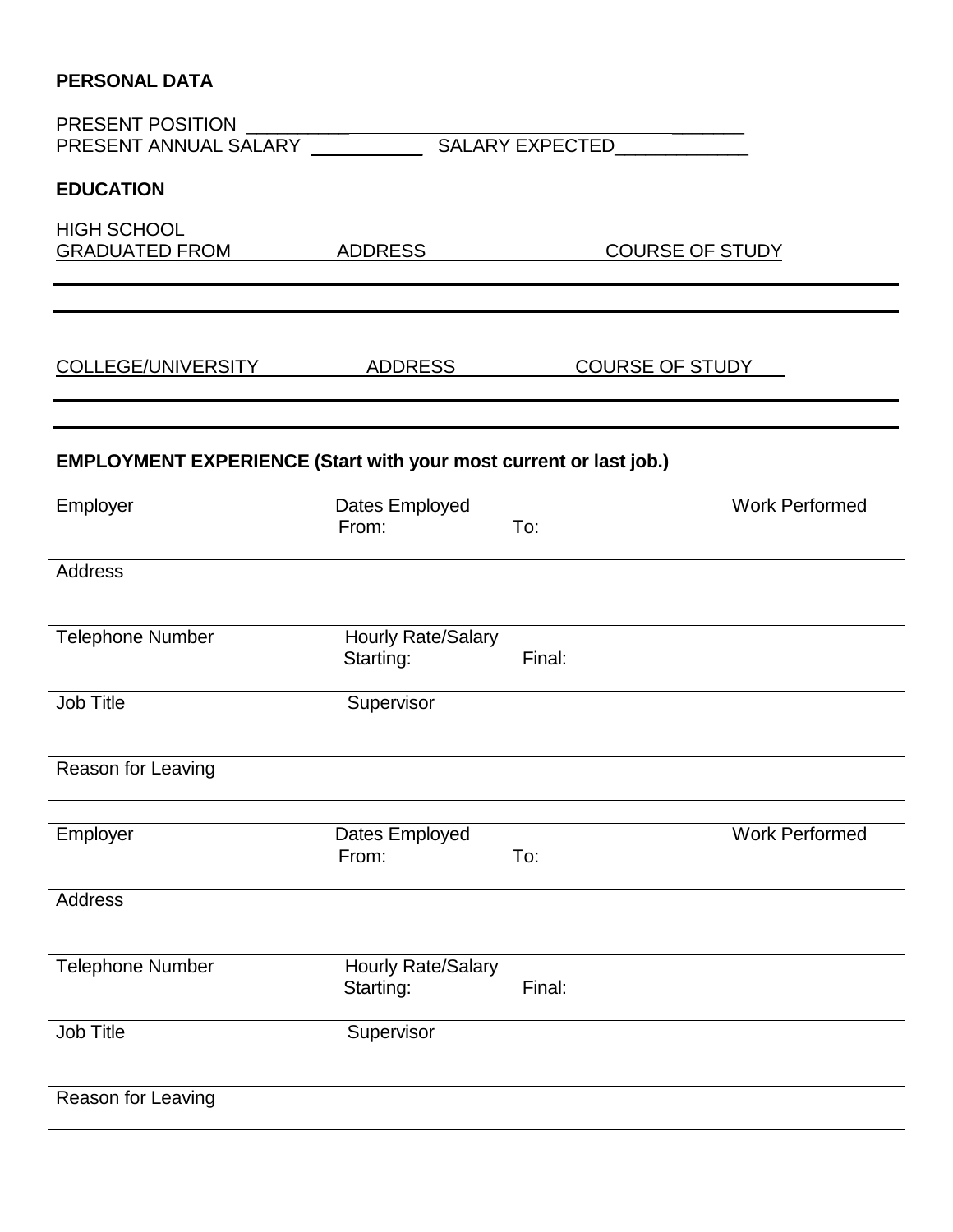**PERSONAL DATA**

PRESENT POSITION ___________________________________________________

PRESENT ANNUAL SALARY ____________ SALARY EXPECTED_____________

**EDUCATION**

| HIGH SCHOOL GRADUATED FROM | ADDRESS | COURSE OF STUDY |
|---|---|---|
| | | |
| | | |

| COLLEGE/UNIVERSITY | ADDRESS | COURSE OF STUDY |
|---|---|---|
| | | |
| | | |

**EMPLOYMENT EXPERIENCE (Start with your most current or last job.)**

| Employer | Dates Employed From: To: | Work Performed |
|---|---|---|
| Address | | |
| Telephone Number | Hourly Rate/Salary Starting: Final: | |
| Job Title | Supervisor | |
| Reason for Leaving | | |

| Employer | Dates Employed From: To: | Work Performed |
|---|---|---|
| Address | | |
| Telephone Number | Hourly Rate/Salary Starting: Final: | |
| Job Title | Supervisor | |
| Reason for Leaving | | |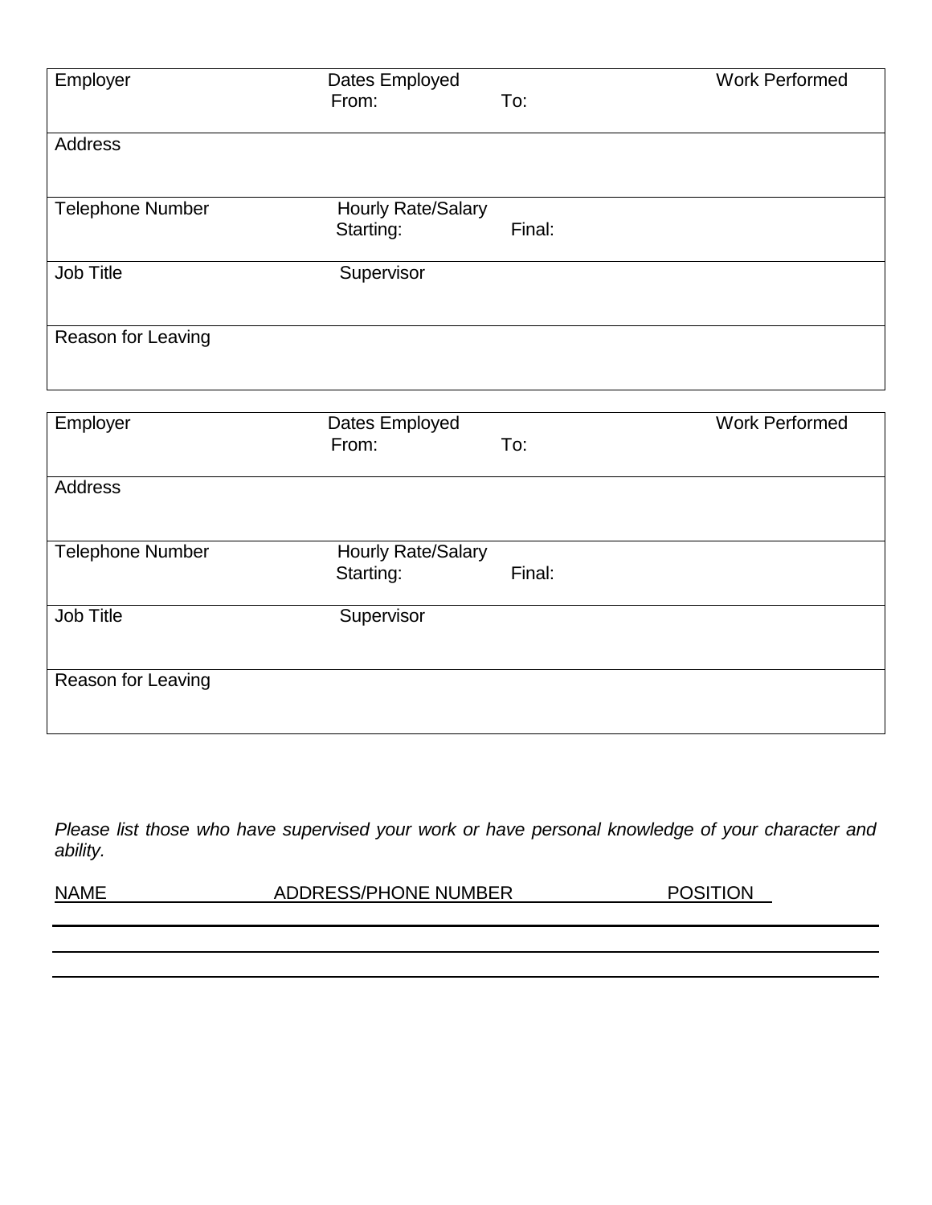| Employer | Dates Employed<br>From: To: | Work Performed |
|---|---|---|
| Address | | |
| Telephone Number | Hourly Rate/Salary<br>Starting: Final: | |
| Job Title | Supervisor | |
| Reason for Leaving | | |

| Employer | Dates Employed<br>From: To: | Work Performed |
|---|---|---|
| Address | | |
| Telephone Number | Hourly Rate/Salary<br>Starting: Final: | |
| Job Title | Supervisor | |
| Reason for Leaving | | |

*Please list those who have supervised your work or have personal knowledge of your character and ability.*

| NAME | ADDRESS/PHONE NUMBER | POSITION |
|---|---|---|
| | | |
| | | |
| | | |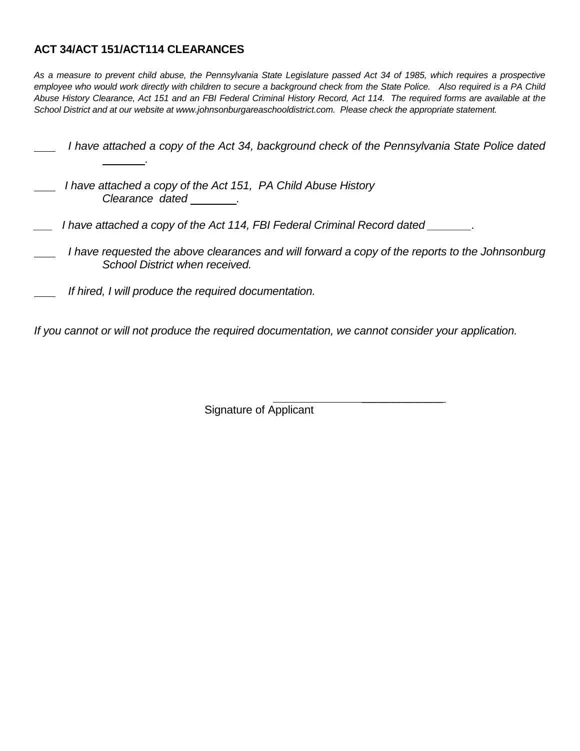## ACT 34/ACT 151/ACT114 CLEARANCES

*As a measure to prevent child abuse, the Pennsylvania State Legislature passed Act 34 of 1985, which requires a prospective employee who would work directly with children to secure a background check from the State Police. Also required is a PA Child Abuse History Clearance, Act 151 and an FBI Federal Criminal History Record, Act 114. The required forms are available at the School District and at our website at www.johnsonburgareaschooldistrict.com. Please check the appropriate statement.*

___ *I have attached a copy of the Act 34, background check of the Pennsylvania State Police dated _______.*

___ *I have attached a copy of the Act 151, PA Child Abuse History Clearance dated _______.*

___ *I have attached a copy of the Act 114, FBI Federal Criminal Record dated _______.*

___ *I have requested the above clearances and will forward a copy of the reports to the Johnsonburg School District when received.*

___ *If hired, I will produce the required documentation.*

*If you cannot or will not produce the required documentation, we cannot consider your application.*

____________________________

Signature of Applicant